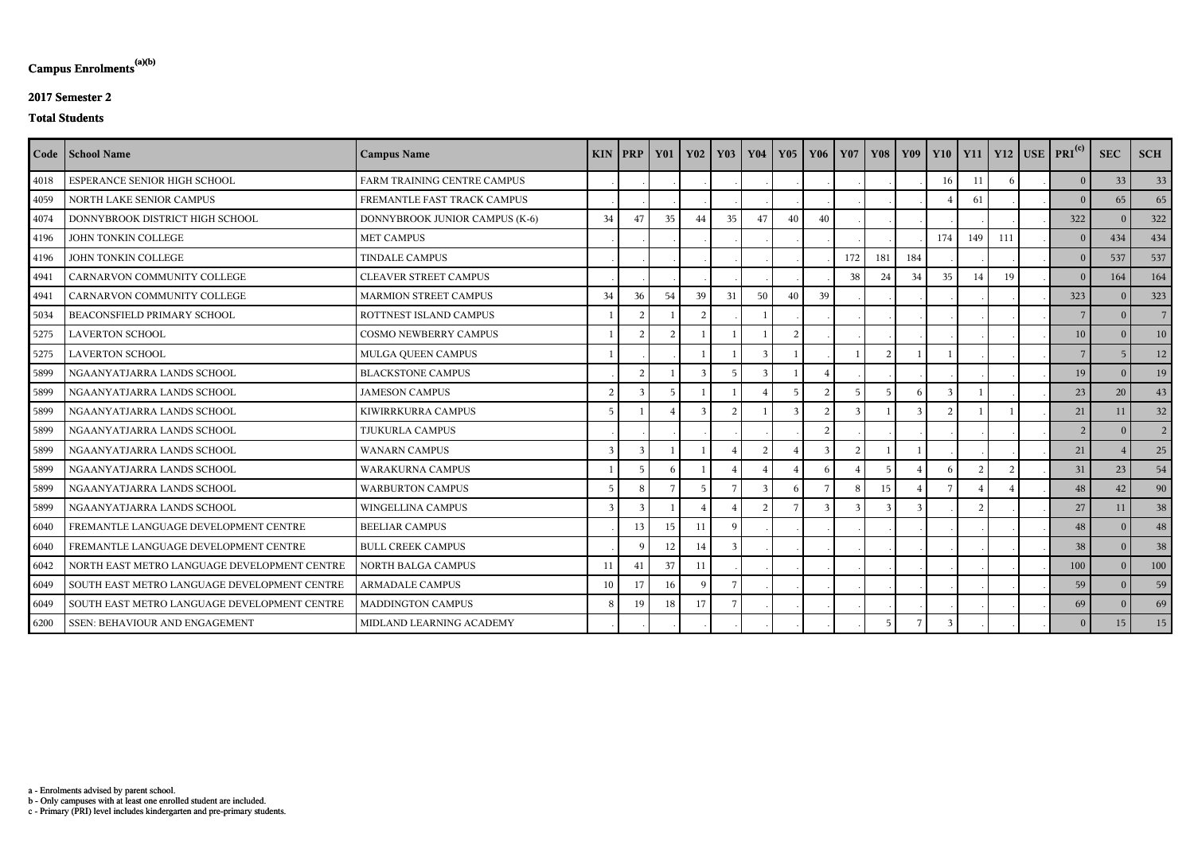## Campus Enrolments[(a)(b)]

### 2017 Semester 2

### Total Students

| Code | School Name | Campus Name | KIN | PRP | Y01 | Y02 | Y03 | Y04 | Y05 | Y06 | Y07 | Y08 | Y09 | Y10 | Y11 | Y12 | USE | PRI[(c)] | SEC | SCH |
|---|---|---|---|---|---|---|---|---|---|---|---|---|---|---|---|---|---|---|---|---|
| 4018 | ESPERANCE SENIOR HIGH SCHOOL | FARM TRAINING CENTRE CAMPUS | . | . | . | . | . | . | . | . | . | . | . | 16 | 11 | 6 | . | 0 | 33 | 33 |
| 4059 | NORTH LAKE SENIOR CAMPUS | FREMANTLE FAST TRACK CAMPUS | . | . | . | . | . | . | . | . | . | . | . | 4 | 61 | . | . | 0 | 65 | 65 |
| 4074 | DONNYBROOK DISTRICT HIGH SCHOOL | DONNYBROOK JUNIOR CAMPUS (K-6) | 34 | 47 | 35 | 44 | 35 | 47 | 40 | 40 | . | . | . | . | . | . | . | 322 | 0 | 322 |
| 4196 | JOHN TONKIN COLLEGE | MET CAMPUS | . | . | . | . | . | . | . | . | . | . | . | 174 | 149 | 111 | . | 0 | 434 | 434 |
| 4196 | JOHN TONKIN COLLEGE | TINDALE CAMPUS | . | . | . | . | . | . | . | . | 172 | 181 | 184 | . | . | . | . | 0 | 537 | 537 |
| 4941 | CARNARVON COMMUNITY COLLEGE | CLEAVER STREET CAMPUS | . | . | . | . | . | . | . | . | 38 | 24 | 34 | 35 | 14 | 19 | . | 0 | 164 | 164 |
| 4941 | CARNARVON COMMUNITY COLLEGE | MARMION STREET CAMPUS | 34 | 36 | 54 | 39 | 31 | 50 | 40 | 39 | . | . | . | . | . | . | . | 323 | 0 | 323 |
| 5034 | BEACONSFIELD PRIMARY SCHOOL | ROTTNEST ISLAND CAMPUS | 1 | 2 | 1 | 2 | . | 1 | . | . | . | . | . | . | . | . | . | 7 | 0 | 7 |
| 5275 | LAVERTON SCHOOL | COSMO NEWBERRY CAMPUS | 1 | 2 | 2 | 1 | 1 | 1 | 2 | . | . | . | . | . | . | . | . | 10 | 0 | 10 |
| 5275 | LAVERTON SCHOOL | MULGA QUEEN CAMPUS | 1 | . | . | 1 | 1 | 3 | 1 | . | 1 | 2 | 1 | 1 | . | . | . | 7 | 5 | 12 |
| 5899 | NGAANYATJARRA LANDS SCHOOL | BLACKSTONE CAMPUS | . | 2 | 1 | 3 | 5 | 3 | 1 | 4 | . | . | . | . | . | . | . | 19 | 0 | 19 |
| 5899 | NGAANYATJARRA LANDS SCHOOL | JAMESON CAMPUS | 2 | 3 | 5 | 1 | 1 | 4 | 5 | 2 | 5 | 5 | 6 | 3 | 1 | . | . | 23 | 20 | 43 |
| 5899 | NGAANYATJARRA LANDS SCHOOL | KIWIRRKURRA CAMPUS | 5 | 1 | 4 | 3 | 2 | 1 | 3 | 2 | 3 | 1 | 3 | 2 | 1 | 1 | . | 21 | 11 | 32 |
| 5899 | NGAANYATJARRA LANDS SCHOOL | TJUKURLA CAMPUS | . | . | . | . | . | . | . | 2 | . | . | . | . | . | . | . | 2 | 0 | 2 |
| 5899 | NGAANYATJARRA LANDS SCHOOL | WANARN CAMPUS | 3 | 3 | 1 | 1 | 4 | 2 | 4 | 3 | 2 | 1 | 1 | . | . | . | . | 21 | 4 | 25 |
| 5899 | NGAANYATJARRA LANDS SCHOOL | WARAKURNA CAMPUS | 1 | 5 | 6 | 1 | 4 | 4 | 4 | 6 | 4 | 5 | 4 | 6 | 2 | 2 | . | 31 | 23 | 54 |
| 5899 | NGAANYATJARRA LANDS SCHOOL | WARBURTON CAMPUS | 5 | 8 | 7 | 5 | 7 | 3 | 6 | 7 | 8 | 15 | 4 | 7 | 4 | 4 | . | 48 | 42 | 90 |
| 5899 | NGAANYATJARRA LANDS SCHOOL | WINGELLINA CAMPUS | 3 | 3 | 1 | 4 | 4 | 2 | 7 | 3 | 3 | 3 | 3 | . | 2 | . | . | 27 | 11 | 38 |
| 6040 | FREMANTLE LANGUAGE DEVELOPMENT CENTRE | BEELIAR CAMPUS | . | 13 | 15 | 11 | 9 | . | . | . | . | . | . | . | . | . | . | 48 | 0 | 48 |
| 6040 | FREMANTLE LANGUAGE DEVELOPMENT CENTRE | BULL CREEK CAMPUS | . | 9 | 12 | 14 | 3 | . | . | . | . | . | . | . | . | . | . | 38 | 0 | 38 |
| 6042 | NORTH EAST METRO LANGUAGE DEVELOPMENT CENTRE | NORTH BALGA CAMPUS | 11 | 41 | 37 | 11 | . | . | . | . | . | . | . | . | . | . | . | 100 | 0 | 100 |
| 6049 | SOUTH EAST METRO LANGUAGE DEVELOPMENT CENTRE | ARMADALE CAMPUS | 10 | 17 | 16 | 9 | 7 | . | . | . | . | . | . | . | . | . | . | 59 | 0 | 59 |
| 6049 | SOUTH EAST METRO LANGUAGE DEVELOPMENT CENTRE | MADDINGTON CAMPUS | 8 | 19 | 18 | 17 | 7 | . | . | . | . | . | . | . | . | . | . | 69 | 0 | 69 |
| 6200 | SSEN: BEHAVIOUR AND ENGAGEMENT | MIDLAND LEARNING ACADEMY | . | . | . | . | . | . | . | . | . | 5 | 7 | 3 | . | . | . | 0 | 15 | 15 |

a - Enrolments advised by parent school.
b - Only campuses with at least one enrolled student are included.
c - Primary (PRI) level includes kindergarten and pre-primary students.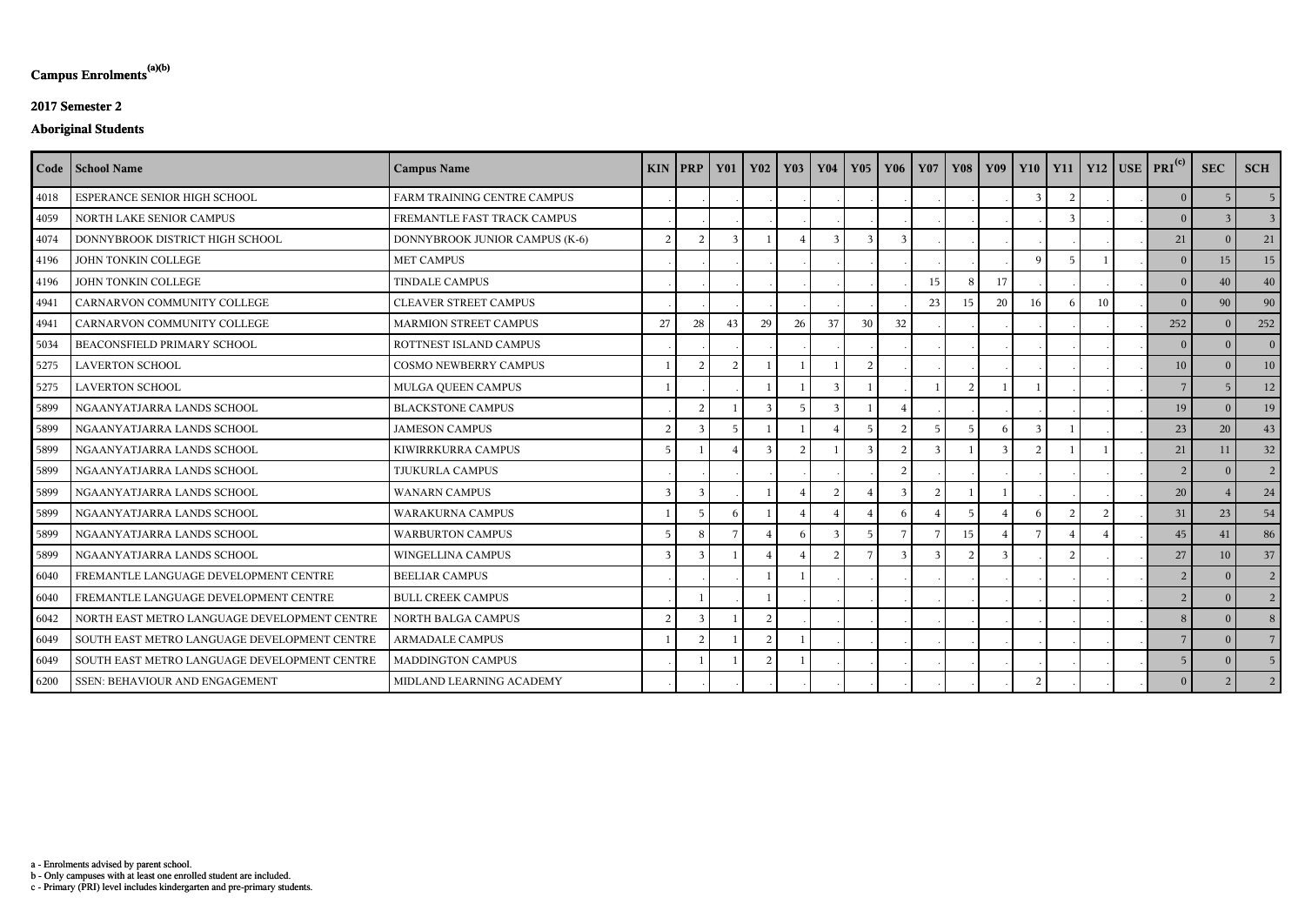**Campus Enrolments[(a)(b)]**

**2017 Semester 2**

**Aboriginal Students**

| Code | School Name | Campus Name | KIN | PRP | Y01 | Y02 | Y03 | Y04 | Y05 | Y06 | Y07 | Y08 | Y09 | Y10 | Y11 | Y12 | USE | PRI[(c)] | SEC | SCH |
|---|---|---|---|---|---|---|---|---|---|---|---|---|---|---|---|---|---|---|---|---|
| 4018 | ESPERANCE SENIOR HIGH SCHOOL | FARM TRAINING CENTRE CAMPUS | . | . | . | . | . | . | . | . | . | . | . | 3 | 2 | . | . | 0 | 5 | 5 |
| 4059 | NORTH LAKE SENIOR CAMPUS | FREMANTLE FAST TRACK CAMPUS | . | . | . | . | . | . | . | . | . | . | . | . | 3 | . | . | 0 | 3 | 3 |
| 4074 | DONNYBROOK DISTRICT HIGH SCHOOL | DONNYBROOK JUNIOR CAMPUS (K-6) | 2 | 2 | 3 | 1 | 4 | 3 | 3 | 3 | . | . | . | . | . | . | . | 21 | 0 | 21 |
| 4196 | JOHN TONKIN COLLEGE | MET CAMPUS | . | . | . | . | . | . | . | . | . | . | . | 9 | 5 | 1 | . | 0 | 15 | 15 |
| 4196 | JOHN TONKIN COLLEGE | TINDALE CAMPUS | . | . | . | . | . | . | . | . | 15 | 8 | 17 | . | . | . | . | 0 | 40 | 40 |
| 4941 | CARNARVON COMMUNITY COLLEGE | CLEAVER STREET CAMPUS | . | . | . | . | . | . | . | . | 23 | 15 | 20 | 16 | 6 | 10 | . | 0 | 90 | 90 |
| 4941 | CARNARVON COMMUNITY COLLEGE | MARMION STREET CAMPUS | 27 | 28 | 43 | 29 | 26 | 37 | 30 | 32 | . | . | . | . | . | . | . | 252 | 0 | 252 |
| 5034 | BEACONSFIELD PRIMARY SCHOOL | ROTTNEST ISLAND CAMPUS | . | . | . | . | . | . | . | . | . | . | . | . | . | . | . | 0 | 0 | 0 |
| 5275 | LAVERTON SCHOOL | COSMO NEWBERRY CAMPUS | 1 | 2 | 2 | 1 | 1 | 1 | 2 | . | . | . | . | . | . | . | . | 10 | 0 | 10 |
| 5275 | LAVERTON SCHOOL | MULGA QUEEN CAMPUS | 1 | . | . | 1 | 1 | 3 | 1 | . | 1 | 2 | 1 | 1 | . | . | . | 7 | 5 | 12 |
| 5899 | NGAANYATJARRA LANDS SCHOOL | BLACKSTONE CAMPUS | . | 2 | 1 | 3 | 5 | 3 | 1 | 4 | . | . | . | . | . | . | . | 19 | 0 | 19 |
| 5899 | NGAANYATJARRA LANDS SCHOOL | JAMESON CAMPUS | 2 | 3 | 5 | 1 | 1 | 4 | 5 | 2 | 5 | 5 | 6 | 3 | 1 | . | . | 23 | 20 | 43 |
| 5899 | NGAANYATJARRA LANDS SCHOOL | KIWIRRKURRA CAMPUS | 5 | 1 | 4 | 3 | 2 | 1 | 3 | 2 | 3 | 1 | 3 | 2 | 1 | 1 | . | 21 | 11 | 32 |
| 5899 | NGAANYATJARRA LANDS SCHOOL | TJUKURLA CAMPUS | . | . | . | . | . | . | . | 2 | . | . | . | . | . | . | . | 2 | 0 | 2 |
| 5899 | NGAANYATJARRA LANDS SCHOOL | WANARN CAMPUS | 3 | 3 | . | 1 | 4 | 2 | 4 | 3 | 2 | 1 | 1 | . | . | . | . | 20 | 4 | 24 |
| 5899 | NGAANYATJARRA LANDS SCHOOL | WARAKURNA CAMPUS | 1 | 5 | 6 | 1 | 4 | 4 | 4 | 6 | 4 | 5 | 4 | 6 | 2 | 2 | . | 31 | 23 | 54 |
| 5899 | NGAANYATJARRA LANDS SCHOOL | WARBURTON CAMPUS | 5 | 8 | 7 | 4 | 6 | 3 | 5 | 7 | 7 | 15 | 4 | 7 | 4 | 4 | . | 45 | 41 | 86 |
| 5899 | NGAANYATJARRA LANDS SCHOOL | WINGELLINA CAMPUS | 3 | 3 | 1 | 4 | 4 | 2 | 7 | 3 | 3 | 2 | 3 | . | 2 | . | . | 27 | 10 | 37 |
| 6040 | FREMANTLE LANGUAGE DEVELOPMENT CENTRE | BEELIAR CAMPUS | . | . | . | 1 | 1 | . | . | . | . | . | . | . | . | . | . | 2 | 0 | 2 |
| 6040 | FREMANTLE LANGUAGE DEVELOPMENT CENTRE | BULL CREEK CAMPUS | . | 1 | . | 1 | . | . | . | . | . | . | . | . | . | . | . | 2 | 0 | 2 |
| 6042 | NORTH EAST METRO LANGUAGE DEVELOPMENT CENTRE | NORTH BALGA CAMPUS | 2 | 3 | 1 | 2 | . | . | . | . | . | . | . | . | . | . | . | 8 | 0 | 8 |
| 6049 | SOUTH EAST METRO LANGUAGE DEVELOPMENT CENTRE | ARMADALE CAMPUS | 1 | 2 | 1 | 2 | 1 | . | . | . | . | . | . | . | . | . | . | 7 | 0 | 7 |
| 6049 | SOUTH EAST METRO LANGUAGE DEVELOPMENT CENTRE | MADDINGTON CAMPUS | . | 1 | 1 | 2 | 1 | . | . | . | . | . | . | . | . | . | . | 5 | 0 | 5 |
| 6200 | SSEN: BEHAVIOUR AND ENGAGEMENT | MIDLAND LEARNING ACADEMY | . | . | . | . | . | . | . | . | . | . | . | 2 | . | . | . | 0 | 2 | 2 |

a - Enrolments advised by parent school.
b - Only campuses with at least one enrolled student are included.
c - Primary (PRI) level includes kindergarten and pre-primary students.